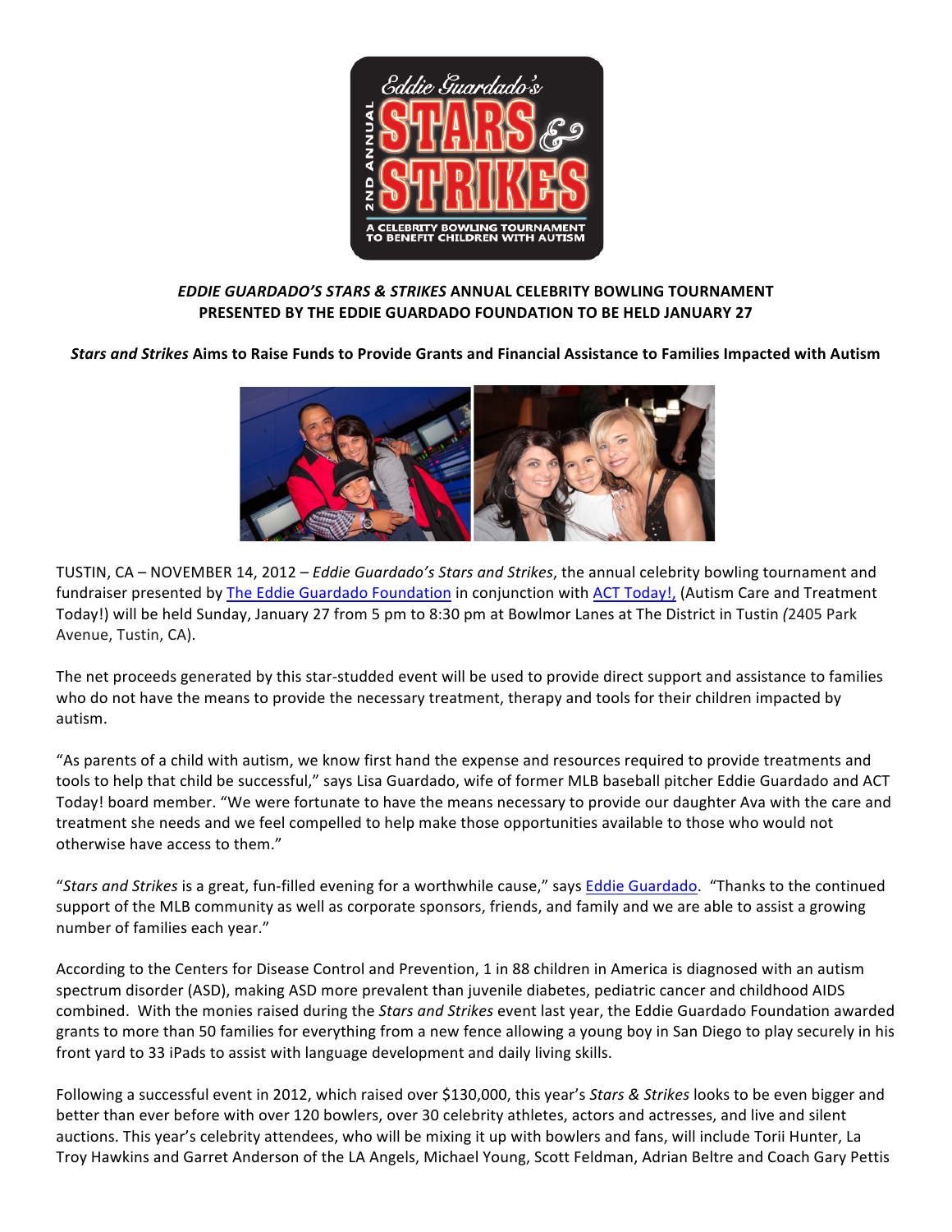Eddie Guardado's

2ND ANNUAL

# STARS & STRIKES

A CELEBRITY BOWLING TOURNAMENT TO BENEFIT CHILDREN WITH AUTISM

**_EDDIE GUARDADO'S STARS & STRIKES_ ANNUAL CELEBRITY BOWLING TOURNAMENT PRESENTED BY THE EDDIE GUARDADO FOUNDATION TO BE HELD JANUARY 27**

**_Stars and Strikes_ Aims to Raise Funds to Provide Grants and Financial Assistance to Families Impacted with Autism**

TUSTIN, CA – NOVEMBER 14, 2012 – _Eddie Guardado's Stars and Strikes_, the annual celebrity bowling tournament and fundraiser presented by The Eddie Guardado Foundation in conjunction with ACT Today!, (Autism Care and Treatment Today!) will be held Sunday, January 27 from 5 pm to 8:30 pm at Bowlmor Lanes at The District in Tustin (2405 Park Avenue, Tustin, CA).

The net proceeds generated by this star-studded event will be used to provide direct support and assistance to families who do not have the means to provide the necessary treatment, therapy and tools for their children impacted by autism.

"As parents of a child with autism, we know first hand the expense and resources required to provide treatments and tools to help that child be successful," says Lisa Guardado, wife of former MLB baseball pitcher Eddie Guardado and ACT Today! board member. "We were fortunate to have the means necessary to provide our daughter Ava with the care and treatment she needs and we feel compelled to help make those opportunities available to those who would not otherwise have access to them."

"_Stars and Strikes_ is a great, fun-filled evening for a worthwhile cause," says Eddie Guardado. "Thanks to the continued support of the MLB community as well as corporate sponsors, friends, and family and we are able to assist a growing number of families each year."

According to the Centers for Disease Control and Prevention, 1 in 88 children in America is diagnosed with an autism spectrum disorder (ASD), making ASD more prevalent than juvenile diabetes, pediatric cancer and childhood AIDS combined. With the monies raised during the _Stars and Strikes_ event last year, the Eddie Guardado Foundation awarded grants to more than 50 families for everything from a new fence allowing a young boy in San Diego to play securely in his front yard to 33 iPads to assist with language development and daily living skills.

Following a successful event in 2012, which raised over $130,000, this year's _Stars & Strikes_ looks to be even bigger and better than ever before with over 120 bowlers, over 30 celebrity athletes, actors and actresses, and live and silent auctions. This year's celebrity attendees, who will be mixing it up with bowlers and fans, will include Torii Hunter, La Troy Hawkins and Garret Anderson of the LA Angels, Michael Young, Scott Feldman, Adrian Beltre and Coach Gary Pettis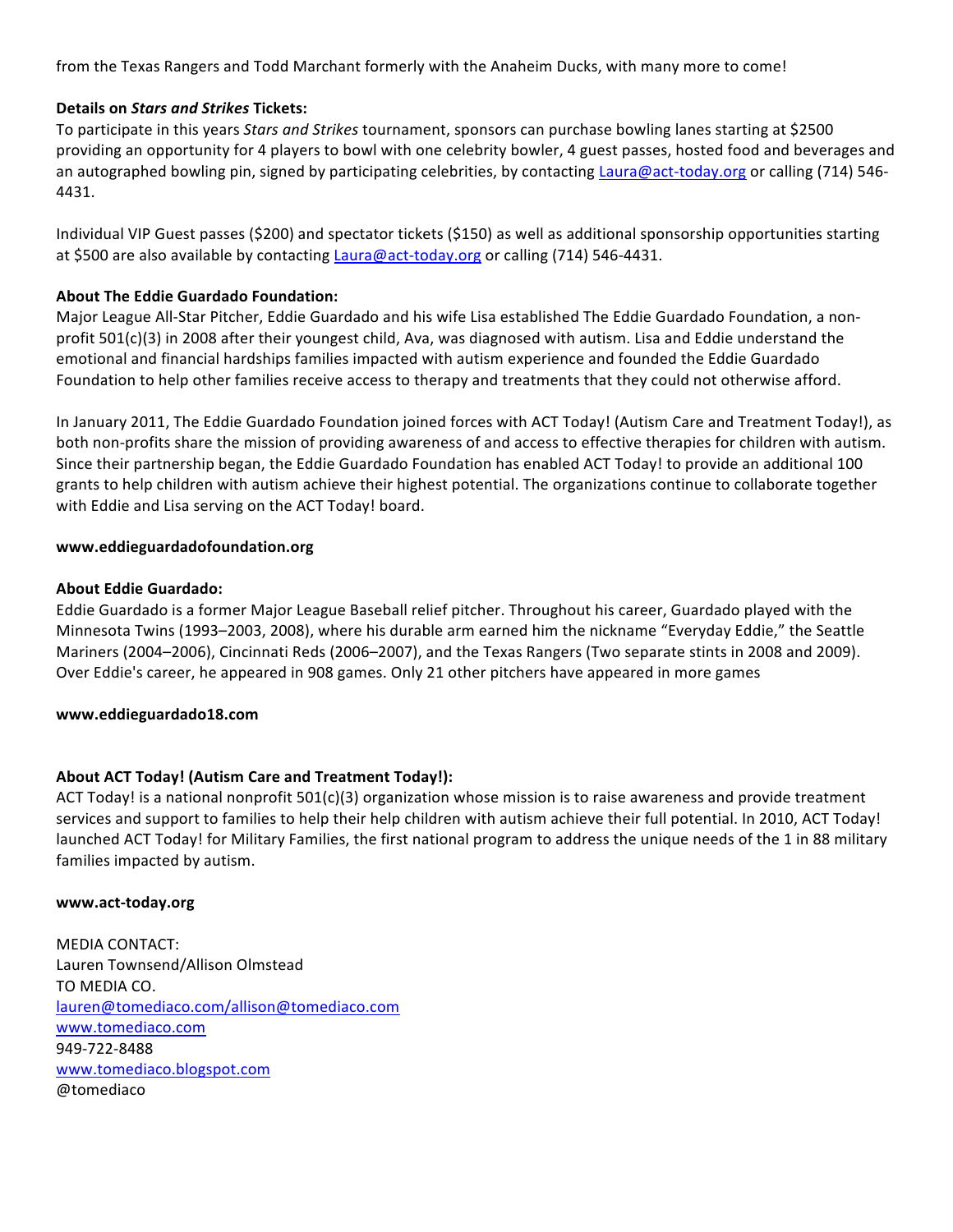from the Texas Rangers and Todd Marchant formerly with the Anaheim Ducks, with many more to come!

**Details on *Stars and Strikes* Tickets:**
To participate in this years *Stars and Strikes* tournament, sponsors can purchase bowling lanes starting at $2500 providing an opportunity for 4 players to bowl with one celebrity bowler, 4 guest passes, hosted food and beverages and an autographed bowling pin, signed by participating celebrities, by contacting Laura@act-today.org or calling (714) 546-4431.

Individual VIP Guest passes ($200) and spectator tickets ($150) as well as additional sponsorship opportunities starting at $500 are also available by contacting Laura@act-today.org or calling (714) 546-4431.

**About The Eddie Guardado Foundation:**
Major League All-Star Pitcher, Eddie Guardado and his wife Lisa established The Eddie Guardado Foundation, a non-profit 501(c)(3) in 2008 after their youngest child, Ava, was diagnosed with autism. Lisa and Eddie understand the emotional and financial hardships families impacted with autism experience and founded the Eddie Guardado Foundation to help other families receive access to therapy and treatments that they could not otherwise afford.

In January 2011, The Eddie Guardado Foundation joined forces with ACT Today! (Autism Care and Treatment Today!), as both non-profits share the mission of providing awareness of and access to effective therapies for children with autism. Since their partnership began, the Eddie Guardado Foundation has enabled ACT Today! to provide an additional 100 grants to help children with autism achieve their highest potential. The organizations continue to collaborate together with Eddie and Lisa serving on the ACT Today! board.

**www.eddieguardadofoundation.org**

**About Eddie Guardado:**
Eddie Guardado is a former Major League Baseball relief pitcher. Throughout his career, Guardado played with the Minnesota Twins (1993–2003, 2008), where his durable arm earned him the nickname "Everyday Eddie," the Seattle Mariners (2004–2006), Cincinnati Reds (2006–2007), and the Texas Rangers (Two separate stints in 2008 and 2009). Over Eddie's career, he appeared in 908 games. Only 21 other pitchers have appeared in more games

**www.eddieguardado18.com**

**About ACT Today! (Autism Care and Treatment Today!):**
ACT Today! is a national nonprofit 501(c)(3) organization whose mission is to raise awareness and provide treatment services and support to families to help their help children with autism achieve their full potential. In 2010, ACT Today! launched ACT Today! for Military Families, the first national program to address the unique needs of the 1 in 88 military families impacted by autism.

**www.act-today.org**

MEDIA CONTACT:
Lauren Townsend/Allison Olmstead
TO MEDIA CO.
lauren@tomediaco.com/allison@tomediaco.com
www.tomediaco.com
949-722-8488
www.tomediaco.blogspot.com
@tomediaco